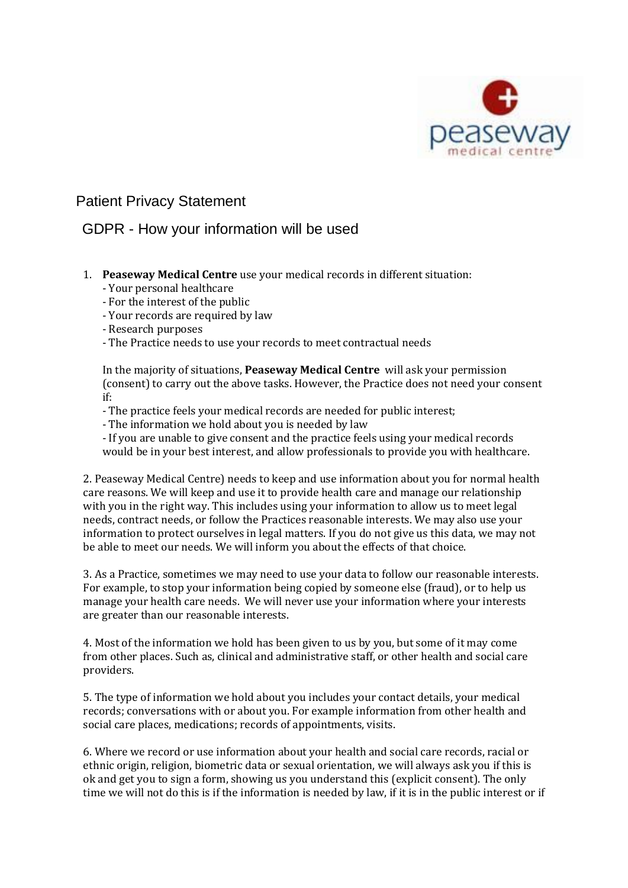# Patient Privacy Statement

## GDPR - How your information will be used

1. **Peaseway Medical Centre** use your medical records in different situation:
   - Your personal healthcare
   - For the interest of the public
   - Your records are required by law
   - Research purposes
   - The Practice needs to use your records to meet contractual needs

   In the majority of situations, **Peaseway Medical Centre** will ask your permission (consent) to carry out the above tasks. However, the Practice does not need your consent if:
   - The practice feels your medical records are needed for public interest;
   - The information we hold about you is needed by law
   - If you are unable to give consent and the practice feels using your medical records would be in your best interest, and allow professionals to provide you with healthcare.

2. Peaseway Medical Centre) needs to keep and use information about you for normal health care reasons. We will keep and use it to provide health care and manage our relationship with you in the right way. This includes using your information to allow us to meet legal needs, contract needs, or follow the Practices reasonable interests. We may also use your information to protect ourselves in legal matters. If you do not give us this data, we may not be able to meet our needs. We will inform you about the effects of that choice.

3. As a Practice, sometimes we may need to use your data to follow our reasonable interests. For example, to stop your information being copied by someone else (fraud), or to help us manage your health care needs. We will never use your information where your interests are greater than our reasonable interests.

4. Most of the information we hold has been given to us by you, but some of it may come from other places. Such as, clinical and administrative staff, or other health and social care providers.

5. The type of information we hold about you includes your contact details, your medical records; conversations with or about you. For example information from other health and social care places, medications; records of appointments, visits.

6. Where we record or use information about your health and social care records, racial or ethnic origin, religion, biometric data or sexual orientation, we will always ask you if this is ok and get you to sign a form, showing us you understand this (explicit consent). The only time we will not do this is if the information is needed by law, if it is in the public interest or if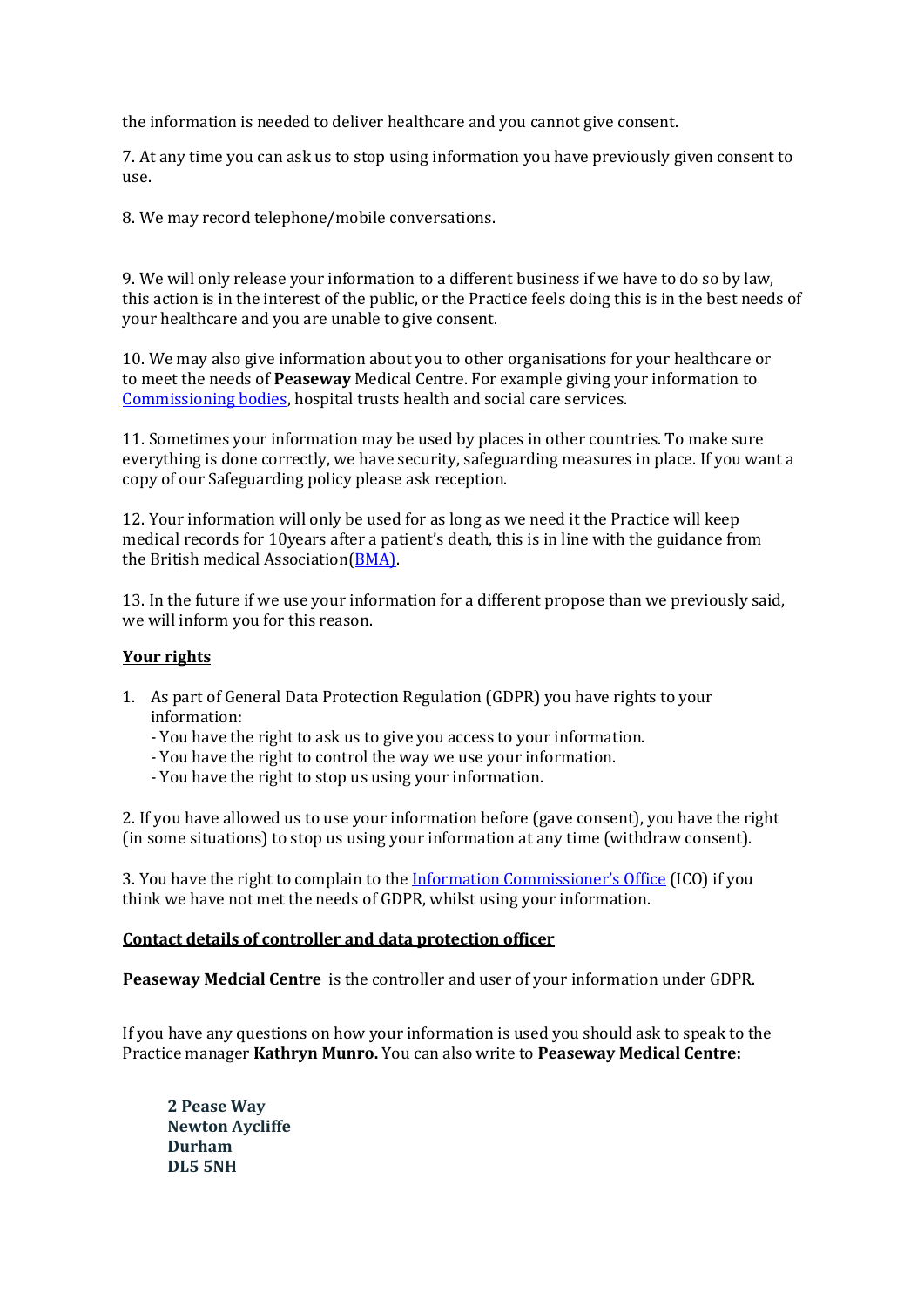the information is needed to deliver healthcare and you cannot give consent.

7. At any time you can ask us to stop using information you have previously given consent to use.

8. We may record telephone/mobile conversations.

9. We will only release your information to a different business if we have to do so by law, this action is in the interest of the public, or the Practice feels doing this is in the best needs of your healthcare and you are unable to give consent.

10. We may also give information about you to other organisations for your healthcare or to meet the needs of **Peaseway** Medical Centre. For example giving your information to Commissioning bodies, hospital trusts health and social care services.

11. Sometimes your information may be used by places in other countries. To make sure everything is done correctly, we have security, safeguarding measures in place. If you want a copy of our Safeguarding policy please ask reception.

12. Your information will only be used for as long as we need it the Practice will keep medical records for 10years after a patient's death, this is in line with the guidance from the British medical Association(BMA).

13. In the future if we use your information for a different propose than we previously said, we will inform you for this reason.

## Your rights

1. As part of General Data Protection Regulation (GDPR) you have rights to your information:
   - You have the right to ask us to give you access to your information.
   - You have the right to control the way we use your information.
   - You have the right to stop us using your information.

2. If you have allowed us to use your information before (gave consent), you have the right (in some situations) to stop us using your information at any time (withdraw consent).

3. You have the right to complain to the Information Commissioner's Office (ICO) if you think we have not met the needs of GDPR, whilst using your information.

## Contact details of controller and data protection officer

**Peaseway Medcial Centre** is the controller and user of your information under GDPR.

If you have any questions on how your information is used you should ask to speak to the Practice manager **Kathryn Munro.** You can also write to **Peaseway Medical Centre:**

**2 Pease Way**
**Newton Aycliffe**
**Durham**
**DL5 5NH**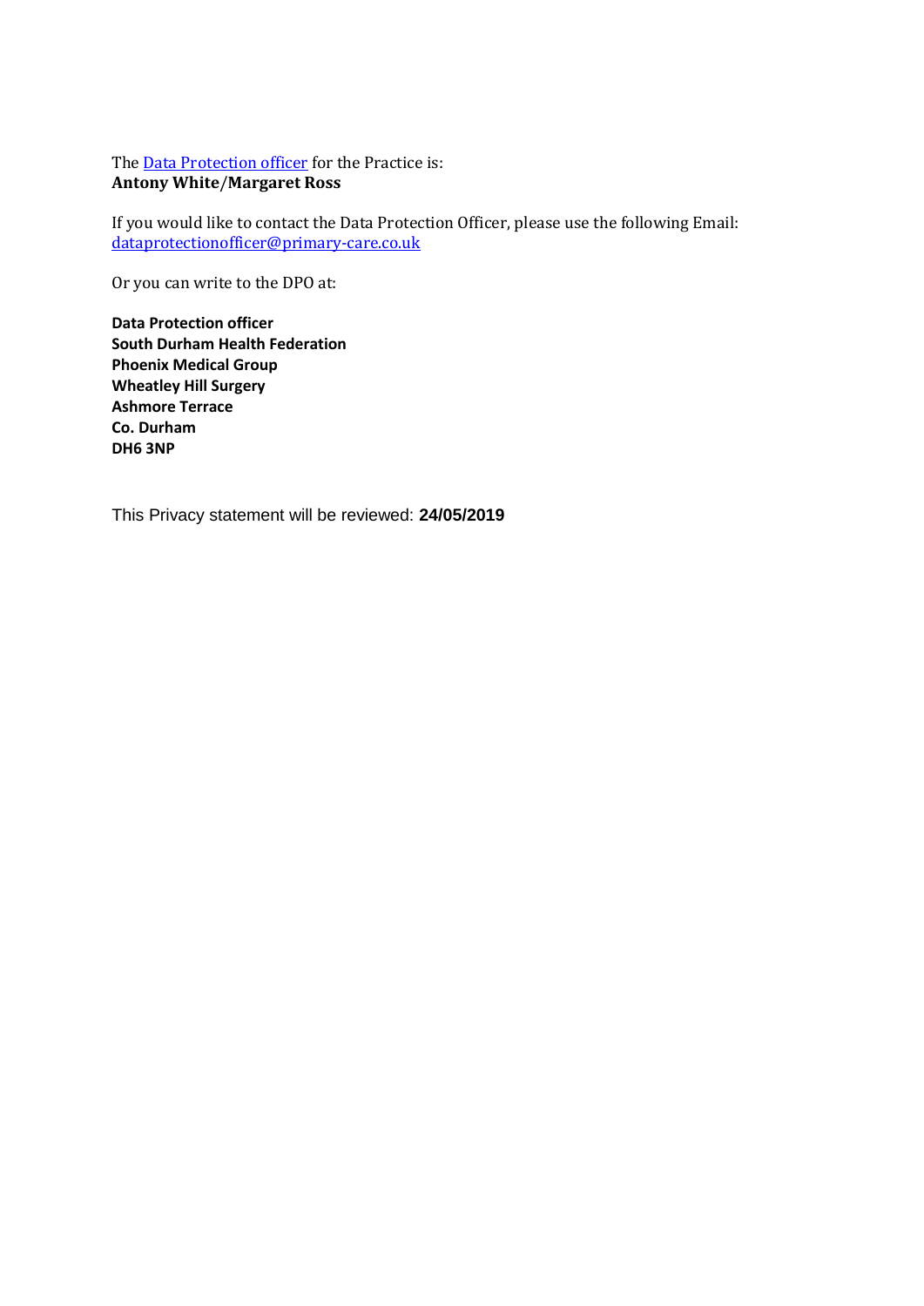The [Data Protection officer]() for the Practice is:
**Antony White/Margaret Ross**

If you would like to contact the Data Protection Officer, please use the following Email:
[dataprotectionofficer@primary-care.co.uk](mailto:dataprotectionofficer@primary-care.co.uk)

Or you can write to the DPO at:

**Data Protection officer**
**South Durham Health Federation**
**Phoenix Medical Group**
**Wheatley Hill Surgery**
**Ashmore Terrace**
**Co. Durham**
**DH6 3NP**

This Privacy statement will be reviewed: **24/05/2019**